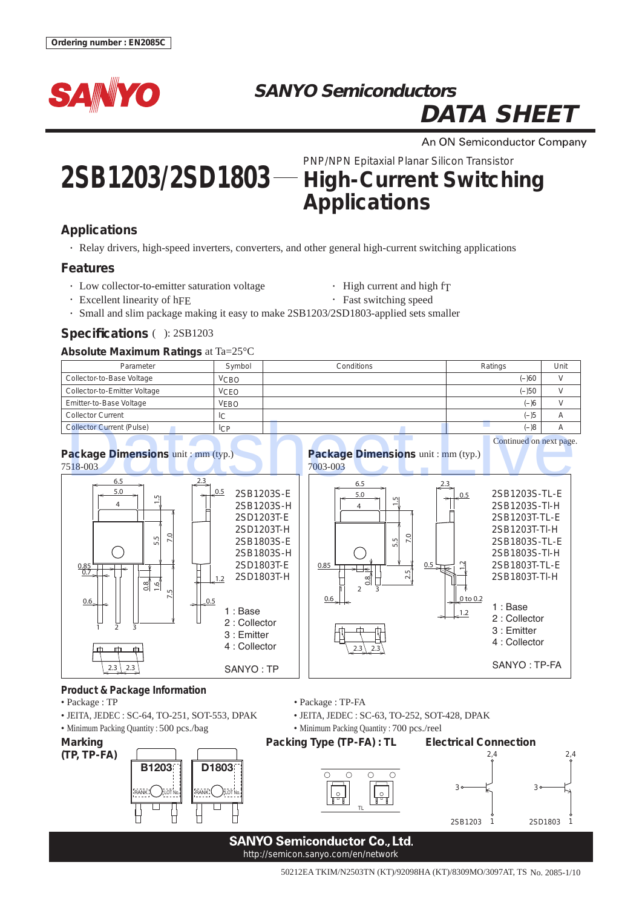Ordering number : EN2085C

SANYO

**SANYO Semiconductors**
# DATA SHEET

An ON Semiconductor Company

# 2SB1203/2SD1803 — High-Current Switching Applications

PNP/NPN Epitaxial Planar Silicon Transistor

## Applications

- Relay drivers, high-speed inverters, converters, and other general high-current switching applications

## Features

- Low collector-to-emitter saturation voltage
- High current and high $f_T$
- Excellent linearity of $h_{FE}$
- Fast switching speed
- Small and slim package making it easy to make 2SB1203/2SD1803-applied sets smaller

## Specifications ( ): 2SB1203

### Absolute Maximum Ratings at Ta=25°C

| Parameter | Symbol | Conditions | Ratings | Unit |
|---|---|---|---|---|
| Collector-to-Base Voltage | $V_{CBO}$ | | (–)60 | V |
| Collector-to-Emitter Voltage | $V_{CEO}$ | | (–)50 | V |
| Emitter-to-Base Voltage | $V_{EBO}$ | | (–)6 | V |
| Collector Current | $I_C$ | | (–)5 | A |
| Collector Current (Pulse) | $I_{CP}$ | | (–)8 | A |

Continued on next page.

### Package Dimensions unit : mm (typ.)

7518-003

2SB1203S-E, 2SB1203S-H, 2SD1203T-E, 2SD1203T-H, 2SB1803S-E, 2SB1803S-H, 2SD1803T-E, 2SD1803T-H

1 : Base
2 : Collector
3 : Emitter
4 : Collector

SANYO : TP

### Package Dimensions unit : mm (typ.)

7003-003

2SB1203S-TL-E, 2SB1203S-TI-H, 2SB1203T-TL-E, 2SB1203T-TI-H, 2SB1803S-TL-E, 2SB1803S-TI-H, 2SB1803T-TL-E, 2SB1803T-TI-H

1 : Base
2 : Collector
3 : Emitter
4 : Collector

SANYO : TP-FA

### Product & Package Information

- Package : TP
- JEITA, JEDEC : SC-64, TO-251, SOT-553, DPAK
- Minimum Packing Quantity : 500 pcs./bag

- Package : TP-FA
- JEITA, JEDEC : SC-63, TO-252, SOT-428, DPAK
- Minimum Packing Quantity : 700 pcs./reel

### Marking (TP, TP-FA)

B1203 — RANK, LOT No.
D1803 — RANK, LOT No.

### Packing Type (TP-FA) : TL

### Electrical Connection

2SB1203, 2SD1803: 1 (Base), 2,4 (Collector), 3 (Emitter)

**SANYO Semiconductor Co., Ltd.**
http://semicon.sanyo.com/en/network

50212EA TKIM/N2503TN (KT)/92098HA (KT)/8309MO/3097AT, TS No. 2085-1/10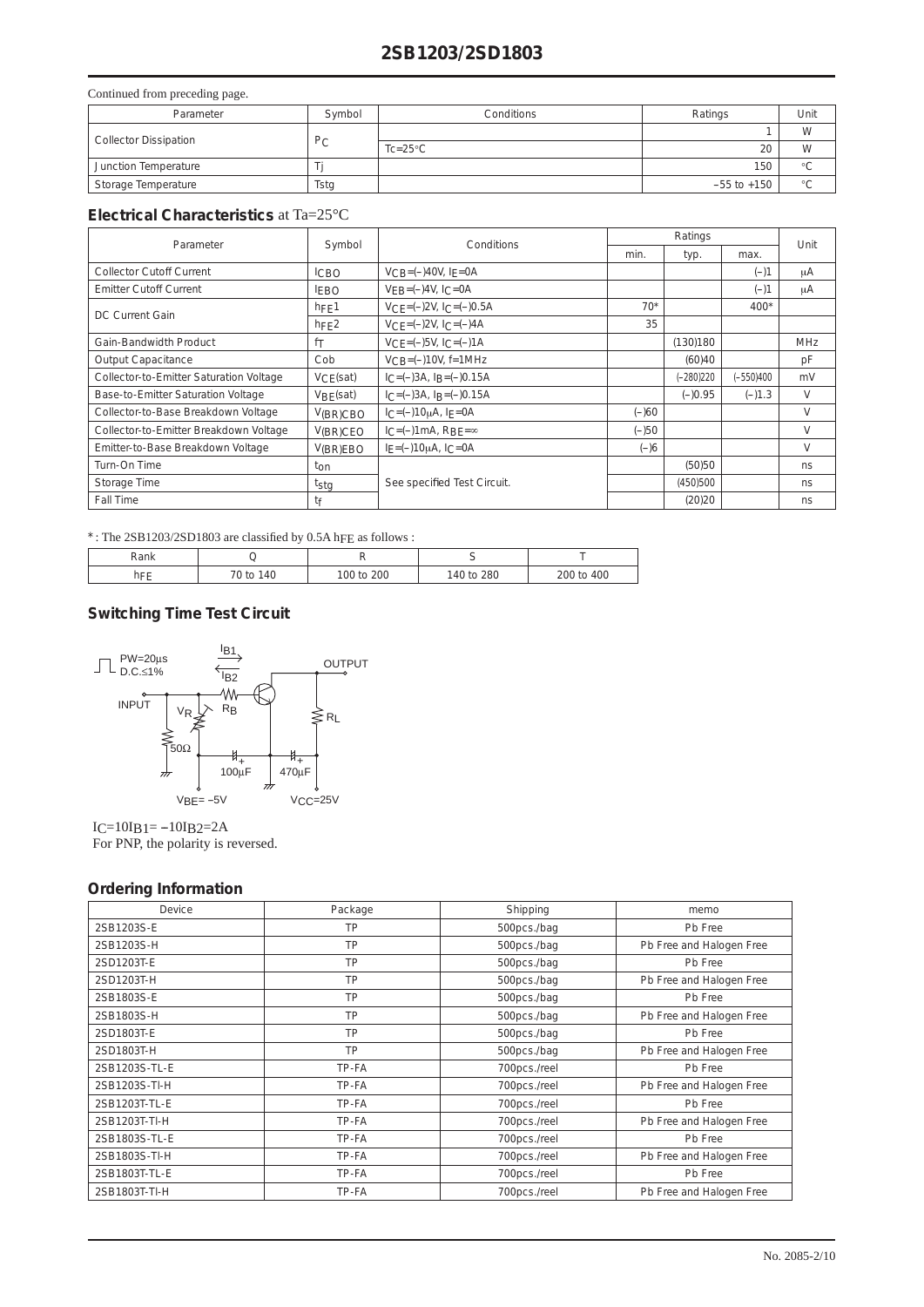Continued from preceding page.

| Parameter | Symbol | Conditions | Ratings | Unit |
|---|---|---|---|---|
| Collector Dissipation | $P_C$ | | 1 | W |
| | | Tc=25°C | 20 | W |
| Junction Temperature | Tj | | 150 | °C |
| Storage Temperature | Tstg | | –55 to +150 | °C |

## Electrical Characteristics at Ta=25°C

| Parameter | Symbol | Conditions | Ratings | | | Unit |
|---|---|---|---|---|---|---|
| | | | min. | typ. | max. | |
| Collector Cutoff Current | $I_{CBO}$ | $V_{CB}$=(–)40V, $I_E$=0A | | | (–)1 | μA |
| Emitter Cutoff Current | $I_{EBO}$ | $V_{EB}$=(–)4V, $I_C$=0A | | | (–)1 | μA |
| DC Current Gain | $h_{FE}1$ | $V_{CE}$=(–)2V, $I_C$=(–)0.5A | 70* | | 400* | |
| | $h_{FE}2$ | $V_{CE}$=(–)2V, $I_C$=(–)4A | 35 | | | |
| Gain-Bandwidth Product | $f_T$ | $V_{CE}$=(–)5V, $I_C$=(–)1A | | (130)180 | | MHz |
| Output Capacitance | Cob | $V_{CB}$=(–)10V, f=1MHz | | (60)40 | | pF |
| Collector-to-Emitter Saturation Voltage | $V_{CE}$(sat) | $I_C$=(–)3A, $I_B$=(–)0.15A | | (–280)220 | (–550)400 | mV |
| Base-to-Emitter Saturation Voltage | $V_{BE}$(sat) | $I_C$=(–)3A, $I_B$=(–)0.15A | | (–)0.95 | (–)1.3 | V |
| Collector-to-Base Breakdown Voltage | $V_{(BR)CBO}$ | $I_C$=(–)10μA, $I_E$=0A | (–)60 | | | V |
| Collector-to-Emitter Breakdown Voltage | $V_{(BR)CEO}$ | $I_C$=(–)1mA, $R_{BE}$=∞ | (–)50 | | | V |
| Emitter-to-Base Breakdown Voltage | $V_{(BR)EBO}$ | $I_E$=(–)10μA, $I_C$=0A | (–)6 | | | V |
| Turn-On Time | $t_{on}$ | See specified Test Circuit. | | (50)50 | | ns |
| Storage Time | $t_{stg}$ | | | (450)500 | | ns |
| Fall Time | $t_f$ | | | (20)20 | | ns |

* : The 2SB1203/2SD1803 are classified by 0.5A $h_{FE}$ as follows :

| Rank | Q | R | S | T |
|---|---|---|---|---|
| $h_{FE}$ | 70 to 140 | 100 to 200 | 140 to 280 | 200 to 400 |

## Switching Time Test Circuit

PW=20μs
D.C.≤1%

INPUT, $V_R$, $R_B$, 50Ω, 100μF, 470μF, $R_L$, OUTPUT, $I_{B1}$, $I_{B2}$

$V_{BE}$= –5V  $V_{CC}$=25V

$I_C$=10$I_{B1}$= –10$I_{B2}$=2A
For PNP, the polarity is reversed.

## Ordering Information

| Device | Package | Shipping | memo |
|---|---|---|---|
| 2SB1203S-E | TP | 500pcs./bag | Pb Free |
| 2SB1203S-H | TP | 500pcs./bag | Pb Free and Halogen Free |
| 2SD1203T-E | TP | 500pcs./bag | Pb Free |
| 2SD1203T-H | TP | 500pcs./bag | Pb Free and Halogen Free |
| 2SB1803S-E | TP | 500pcs./bag | Pb Free |
| 2SB1803S-H | TP | 500pcs./bag | Pb Free and Halogen Free |
| 2SD1803T-E | TP | 500pcs./bag | Pb Free |
| 2SD1803T-H | TP | 500pcs./bag | Pb Free and Halogen Free |
| 2SB1203S-TL-E | TP-FA | 700pcs./reel | Pb Free |
| 2SB1203S-TI-H | TP-FA | 700pcs./reel | Pb Free and Halogen Free |
| 2SB1203T-TL-E | TP-FA | 700pcs./reel | Pb Free |
| 2SB1203T-TI-H | TP-FA | 700pcs./reel | Pb Free and Halogen Free |
| 2SB1803S-TL-E | TP-FA | 700pcs./reel | Pb Free |
| 2SB1803S-TI-H | TP-FA | 700pcs./reel | Pb Free and Halogen Free |
| 2SB1803T-TL-E | TP-FA | 700pcs./reel | Pb Free |
| 2SB1803T-TI-H | TP-FA | 700pcs./reel | Pb Free and Halogen Free |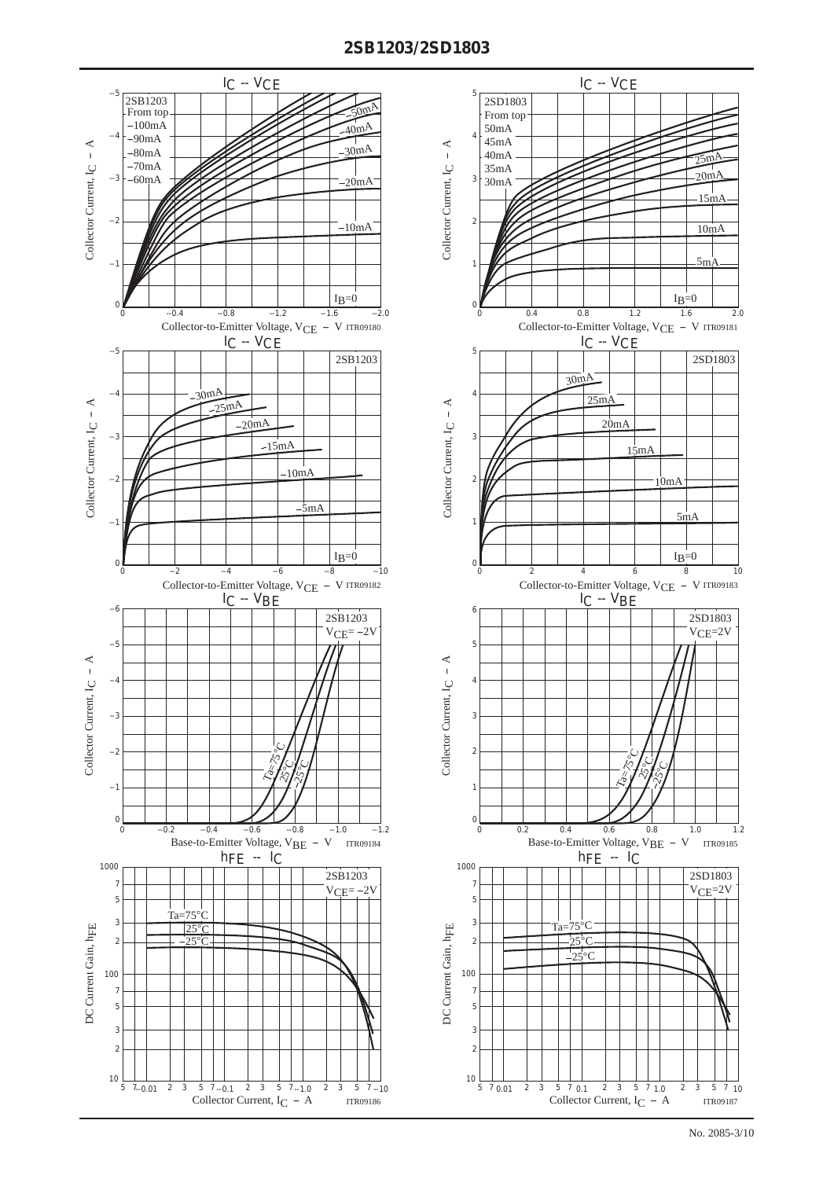## 2SB1203/2SD1803

### $I_C$ -- $V_{CE}$ (2SB1203)

2SB1203
From top
−100mA
−90mA
−80mA
−70mA
−60mA

−50mA
−40mA
−30mA
−20mA
−10mA
$I_B$=0

Collector Current, $I_C$ − A

Collector-to-Emitter Voltage, $V_{CE}$ − V ITR09180

### $I_C$ -- $V_{CE}$ (2SD1803)

2SD1803
From top
50mA
45mA
40mA
35mA
30mA

25mA
20mA
15mA
10mA
5mA
$I_B$=0

Collector Current, $I_C$ − A

Collector-to-Emitter Voltage, $V_{CE}$ − V ITR09181

### $I_C$ -- $V_{CE}$ (2SB1203)

2SB1203

−30mA
−25mA
−20mA
−15mA
−10mA
−5mA
$I_B$=0

Collector Current, $I_C$ − A

Collector-to-Emitter Voltage, $V_{CE}$ − V ITR09182

### $I_C$ -- $V_{CE}$ (2SD1803)

2SD1803

30mA
25mA
20mA
15mA
10mA
5mA
$I_B$=0

Collector Current, $I_C$ − A

Collector-to-Emitter Voltage, $V_{CE}$ − V ITR09183

### $I_C$ -- $V_{BE}$ (2SB1203)

2SB1203
$V_{CE}$= −2V

Ta=75°C
25°C
−25°C

Collector Current, $I_C$ − A

Base-to-Emitter Voltage, $V_{BE}$ − V ITR09184

### $I_C$ -- $V_{BE}$ (2SD1803)

2SD1803
$V_{CE}$=2V

Ta=75°C
25°C
−25°C

Collector Current, $I_C$ − A

Base-to-Emitter Voltage, $V_{BE}$ − V ITR09185

### $h_{FE}$ -- $I_C$ (2SB1203)

2SB1203
$V_{CE}$= −2V

Ta=75°C
25°C
−25°C

DC Current Gain, $h_{FE}$

Collector Current, $I_C$ − A ITR09186

### $h_{FE}$ -- $I_C$ (2SD1803)

2SD1803
$V_{CE}$=2V

Ta=75°C
25°C
−25°C

DC Current Gain, $h_{FE}$

Collector Current, $I_C$ − A ITR09187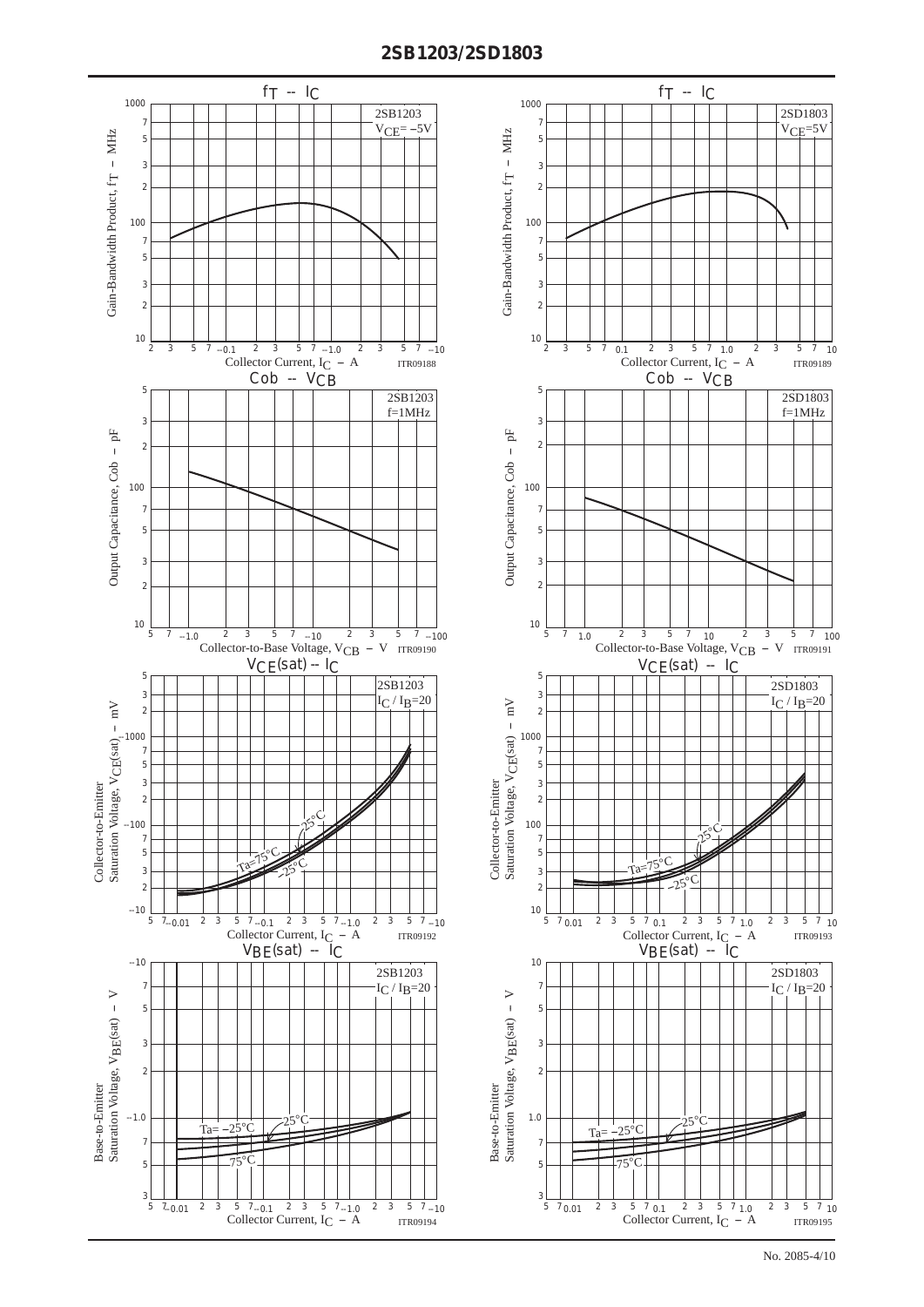**2SB1203/2SD1803**

### $f_T$ -- $I_C$

2SB1203, $V_{CE}$= –5V

Gain-Bandwidth Product, $f_T$ – MHz

Collector Current, $I_C$ – A

ITR09188

### $f_T$ -- $I_C$

2SD1803, $V_{CE}$=5V

Gain-Bandwidth Product, $f_T$ – MHz

Collector Current, $I_C$ – A

ITR09189

### Cob -- $V_{CB}$

2SB1203, f=1MHz

Output Capacitance, Cob – pF

Collector-to-Base Voltage, $V_{CB}$ – V

ITR09190

### Cob -- $V_{CB}$

2SD1803, f=1MHz

Output Capacitance, Cob – pF

Collector-to-Base Voltage, $V_{CB}$ – V

ITR09191

### $V_{CE}$(sat) -- $I_C$

2SB1203, $I_C$ / $I_B$=20

Ta=75°C, 25°C, –25°C

Collector-to-Emitter Saturation Voltage, $V_{CE}$(sat) – mV

Collector Current, $I_C$ – A

ITR09192

### $V_{CE}$(sat) -- $I_C$

2SD1803, $I_C$ / $I_B$=20

Ta=75°C, 25°C, –25°C

Collector-to-Emitter Saturation Voltage, $V_{CE}$(sat) – mV

Collector Current, $I_C$ – A

ITR09193

### $V_{BE}$(sat) -- $I_C$

2SB1203, $I_C$ / $I_B$=20

Ta= –25°C, 25°C, 75°C

Base-to-Emitter Saturation Voltage, $V_{BE}$(sat) – V

Collector Current, $I_C$ – A

ITR09194

### $V_{BE}$(sat) -- $I_C$

2SD1803, $I_C$ / $I_B$=20

Ta= –25°C, 25°C, 75°C

Base-to-Emitter Saturation Voltage, $V_{BE}$(sat) – V

Collector Current, $I_C$ – A

ITR09195

No. 2085-4/10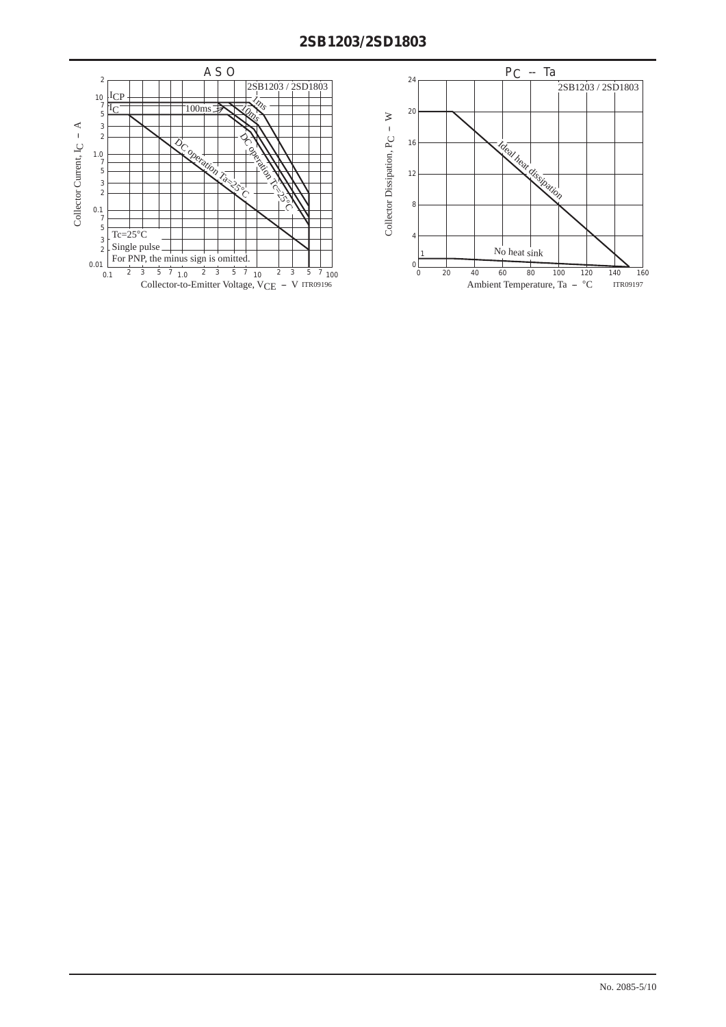## A S O

2SB1203 / 2SD1803

$I_{CP}$

$I_C$

100ms

1ms

10ms

DC operation Ta=25°C

DC operation Tc=25°C

Tc=25°C

Single pulse

For PNP, the minus sign is omitted.

Collector Current, $I_C$ – A

Collector-to-Emitter Voltage, $V_{CE}$ – V ITR09196

## $P_C$ -- Ta

2SB1203 / 2SD1803

Ideal heat dissipation

No heat sink

Collector Dissipation, $P_C$ – W

Ambient Temperature, Ta – °C ITR09197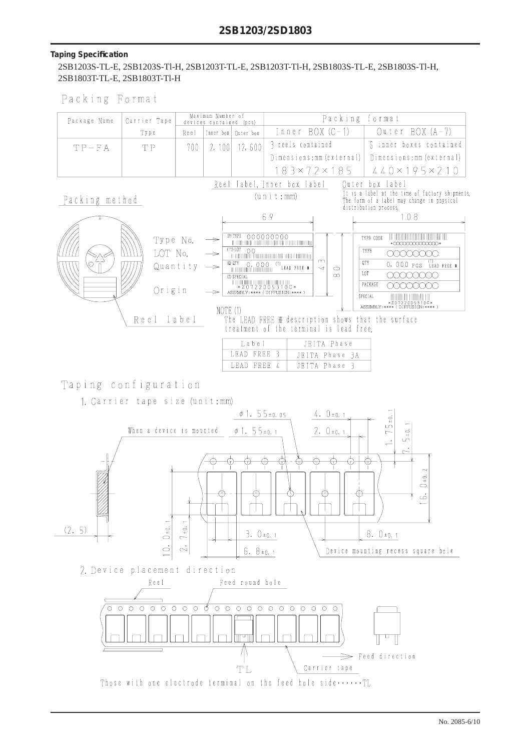## Taping Specification

2SB1203S-TL-E, 2SB1203S-Tl-H, 2SB1203T-TL-E, 2SB1203T-Tl-H, 2SB1803S-TL-E, 2SB1803S-Tl-H, 2SB1803T-TL-E, 2SB1803T-Tl-H

### Packing Format

| Package Name | Carrier Tape Type | Maximum Number of devices contained (pcs) | | | Packing format | |
|---|---|---|---|---|---|---|
| | | Reel | Inner box | Outer box | Inner BOX (C-1) | Outer BOX (A-7) |
| TP-FA | TP | 700 | 2,100 | 12,600 | 3 reels contained<br>Dimensions:mm (external)<br>183×72×185 | 6 inner boxes contained<br>Dimensions:mm (external)<br>440×195×210 |

### Packing method

Reel label, Inner box label (unit:mm)

Type No. — (P) TYPE 000000000
LOT No. — (1T) LOT 00
Quantity — (Q) QTY 0,000 (1) LEAD FREE ※
(3) SPECIAL *Z0722005310C*
Origin — ASSEMBLY:**** (DIFFUSION:****)

69 × 43 / 80

Reel label

Outer box label
It is a label at the time of factory shipments. The form of a label may change in physical distribution process.

108

TYPE CODE *OOOOOOOOOOOOO*
TYPE OOOOOOOO
QTY 0,000 PCS (1) LEAD FREE ※
LOT OOOOOOOO
PACKAGE OOOOOOOO
SPECIAL *Z0722005310C*
ASSEMBLY:**** (DIFFUSION:****)

NOTE (1)
The LEAD FREE ※ description shows that the surface treatment of the terminal is lead free.

| Label | JEITA Phase |
|---|---|
| LEAD FREE 3 | JEITA Phase 3A |
| LEAD FREE 4 | JEITA Phase 3 |

### Taping configuration

1. Carrier tape size (unit:mm)

When a device is mounted

φ1.55±0.05, φ1.55±0.1, 4.0±0.1, 2.0±0.1, 1.75±0.1, 7.5±0.1, 16.0±0.2, (2.5), 10.0±0.1, 2.7±0.1, 3.0±0.1, 6.8±0.1, 8.0±0.1

Device mounting recess square hole

2. Device placement direction

Reel — Feed round hole

TL — Carrier tape — Feed direction

Those with one electrode terminal on the feed hole side······TL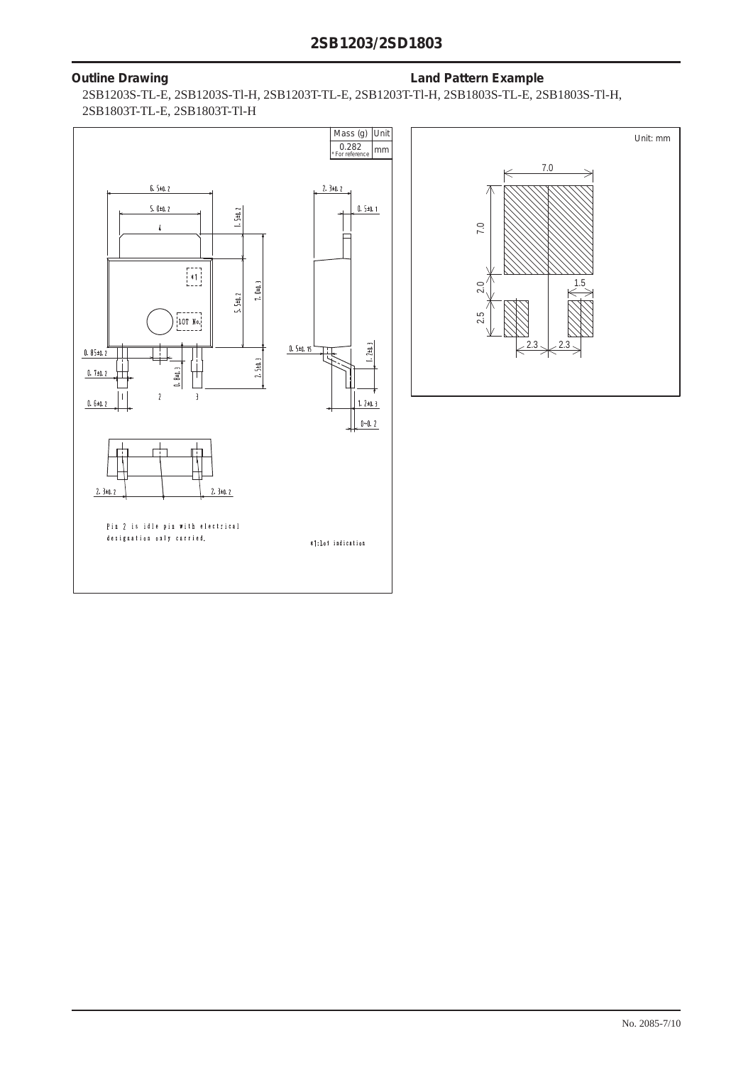## Outline Drawing

2SB1203S-TL-E, 2SB1203S-Tl-H, 2SB1203T-TL-E, 2SB1203T-Tl-H, 2SB1803S-TL-E, 2SB1803S-Tl-H, 2SB1803T-TL-E, 2SB1803T-Tl-H

| Mass (g) | Unit |
|---|---|
| 0.282 * For reference | mm |

6.5±0.2
5.0±0.2
1.5±0.2
2.3±0.2
0.5±0.1
*1
LOT No.
5.5±0.2
7.0±0.3
0.85±0.2
0.7±0.2
0.8±0.2
0.5±0.15
1.2±0.3
2.5±0.3
0.6±0.2
1 2 3 4
1.2±0.3
0~0.2
2.3±0.2
2.3±0.2

Pin 2 is idle pin with electrical designation only carried.

*1:Lot indication

## Land Pattern Example

Unit: mm

7.0
7.0
2.0
1.5
2.5
2.3
2.3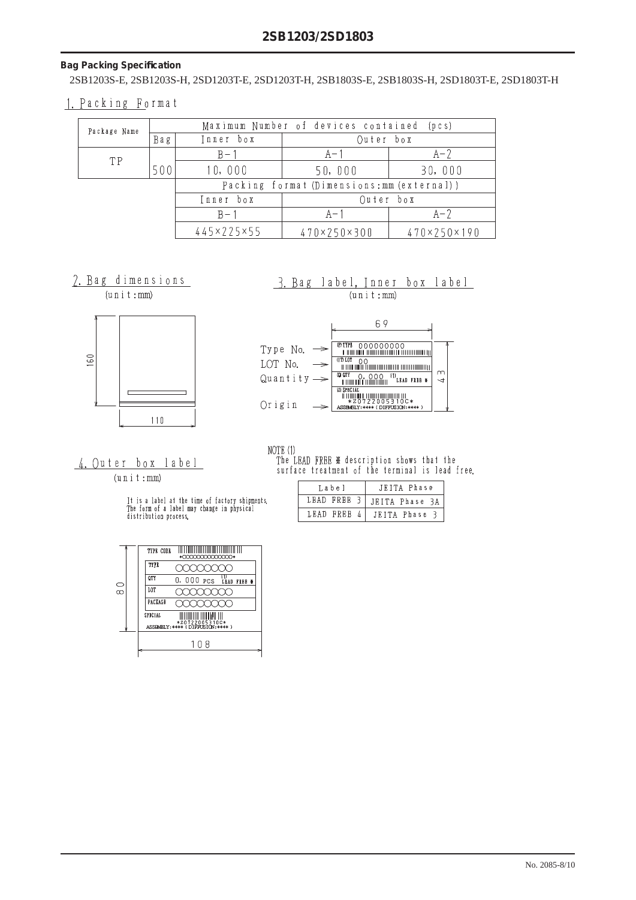## Bag Packing Specification

2SB1203S-E, 2SB1203S-H, 2SD1203T-E, 2SD1203T-H, 2SB1803S-E, 2SB1803S-H, 2SD1803T-E, 2SD1803T-H

### 1. Packing Format

| Package Name | Maximum Number of devices contained (pcs) | | | |
|---|---|---|---|---|
| | Bag | Inner box | Outer box | |
| TP | | B−1 | A−1 | A−2 |
| | 500 | 10,000 | 50,000 | 30,000 |
| | | Packing format (Dimensions:mm (external)) | | |
| | | Inner box | Outer box | |
| | | B−1 | A−1 | A−2 |
| | | 445×225×55 | 470×250×300 | 470×250×190 |

### 2. Bag dimensions

(unit:mm)

160

110

### 3. Bag label, Inner box label

(unit:mm)

69

43

Type No. → (P) TYPE 000000000

LOT No. → (1T) LOT 00

Quantity → (Q) QTY 0,000 (1) LEAD FREE ※

Origin → (Z) SPECIAL *Z0722005310C* ASSEMBLY:**** (DIFFUSION:****)

NOTE (1)
The LEAD FREE ※ description shows that the surface treatment of the terminal is lead free.

| Label | JEITA Phase |
|---|---|
| LEAD FREE 3 | JEITA Phase 3A |
| LEAD FREE 4 | JEITA Phase 3 |

### 4. Outer box label

(unit:mm)

It is a label at the time of factory shipments. The form of a label may change in physical distribution process.

TYPE CODE *OOOOOOOOOOOOOO*

TYPE OOOOOOOO

QTY 0,000 PCS (1) LEAD FREE ※

LOT OOOOOOOO

PACKAGE OOOOOOOO

SPECIAL *Z0722005310C* ASSEMBLY:**** (DIFFUSION:****)

80

108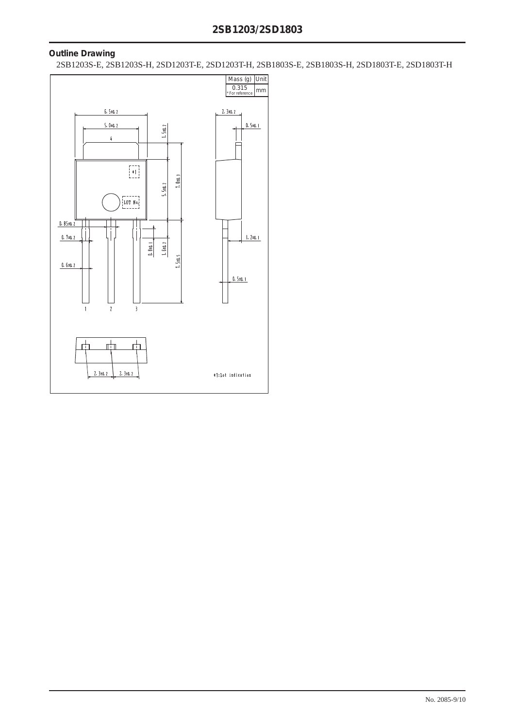## Outline Drawing

2SB1203S-E, 2SB1203S-H, 2SD1203T-E, 2SD1203T-H, 2SB1803S-E, 2SB1803S-H, 2SD1803T-E, 2SD1803T-H

| Mass (g) | Unit |
|---|---|
| 0.315<br>* For reference | mm |

6.5±0.2
5.0±0.2
4
1.5±0.2
*1
LOT No.
5.5±0.2
7.0±0.3
0.85±0.2
0.7±0.2
0.6±0.2
0.8±0.1
1.6±0.2
7.5±0.5
1 2 3
2.3±0.2
0.5±0.1
1.2±0.1
0.5±0.1
2.3±0.2 2.3±0.2

*1:Lot indication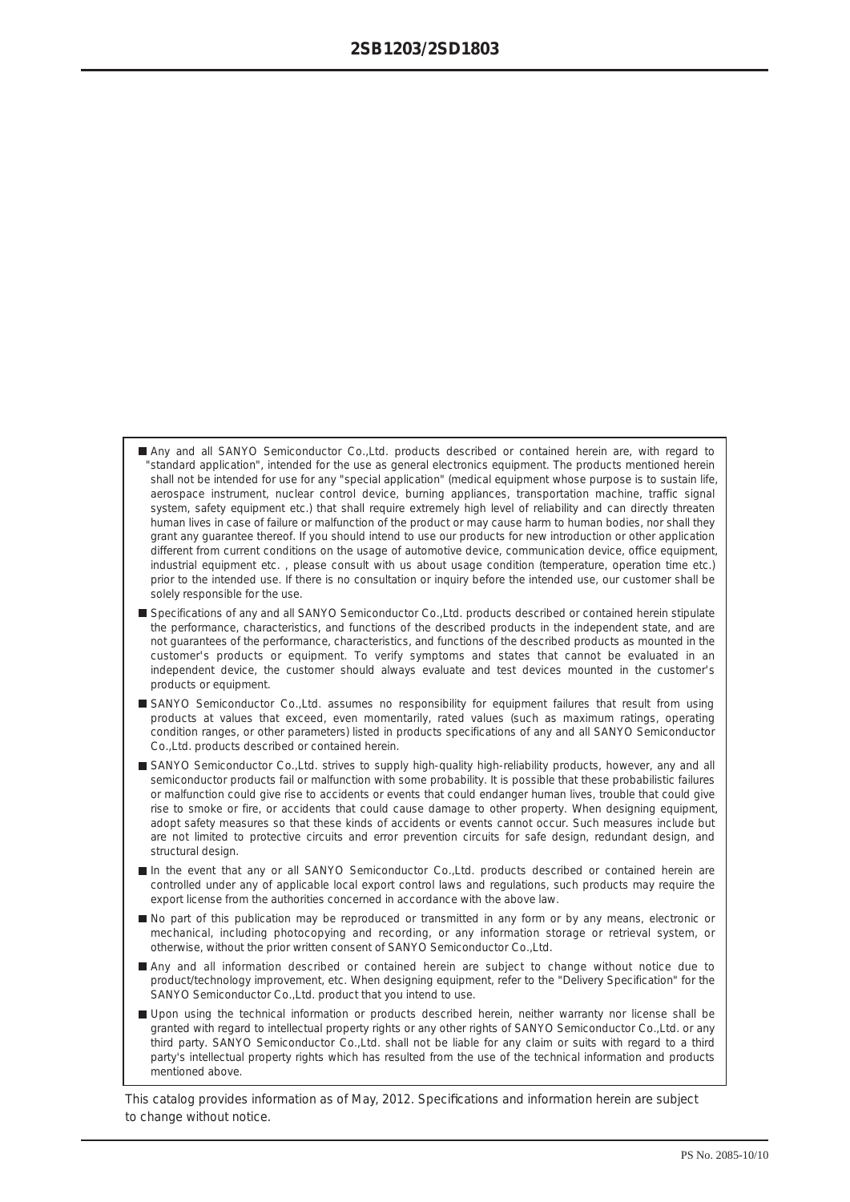- Any and all SANYO Semiconductor Co.,Ltd. products described or contained herein are, with regard to "standard application", intended for the use as general electronics equipment. The products mentioned herein shall not be intended for use for any "special application" (medical equipment whose purpose is to sustain life, aerospace instrument, nuclear control device, burning appliances, transportation machine, traffic signal system, safety equipment etc.) that shall require extremely high level of reliability and can directly threaten human lives in case of failure or malfunction of the product or may cause harm to human bodies, nor shall they grant any guarantee thereof. If you should intend to use our products for new introduction or other application different from current conditions on the usage of automotive device, communication device, office equipment, industrial equipment etc. , please consult with us about usage condition (temperature, operation time etc.) prior to the intended use. If there is no consultation or inquiry before the intended use, our customer shall be solely responsible for the use.
- Specifications of any and all SANYO Semiconductor Co.,Ltd. products described or contained herein stipulate the performance, characteristics, and functions of the described products in the independent state, and are not guarantees of the performance, characteristics, and functions of the described products as mounted in the customer's products or equipment. To verify symptoms and states that cannot be evaluated in an independent device, the customer should always evaluate and test devices mounted in the customer's products or equipment.
- SANYO Semiconductor Co.,Ltd. assumes no responsibility for equipment failures that result from using products at values that exceed, even momentarily, rated values (such as maximum ratings, operating condition ranges, or other parameters) listed in products specifications of any and all SANYO Semiconductor Co.,Ltd. products described or contained herein.
- SANYO Semiconductor Co.,Ltd. strives to supply high-quality high-reliability products, however, any and all semiconductor products fail or malfunction with some probability. It is possible that these probabilistic failures or malfunction could give rise to accidents or events that could endanger human lives, trouble that could give rise to smoke or fire, or accidents that could cause damage to other property. When designing equipment, adopt safety measures so that these kinds of accidents or events cannot occur. Such measures include but are not limited to protective circuits and error prevention circuits for safe design, redundant design, and structural design.
- In the event that any or all SANYO Semiconductor Co.,Ltd. products described or contained herein are controlled under any of applicable local export control laws and regulations, such products may require the export license from the authorities concerned in accordance with the above law.
- No part of this publication may be reproduced or transmitted in any form or by any means, electronic or mechanical, including photocopying and recording, or any information storage or retrieval system, or otherwise, without the prior written consent of SANYO Semiconductor Co.,Ltd.
- Any and all information described or contained herein are subject to change without notice due to product/technology improvement, etc. When designing equipment, refer to the "Delivery Specification" for the SANYO Semiconductor Co.,Ltd. product that you intend to use.
- Upon using the technical information or products described herein, neither warranty nor license shall be granted with regard to intellectual property rights or any other rights of SANYO Semiconductor Co.,Ltd. or any third party. SANYO Semiconductor Co.,Ltd. shall not be liable for any claim or suits with regard to a third party's intellectual property rights which has resulted from the use of the technical information and products mentioned above.

This catalog provides information as of May, 2012. Specifications and information herein are subject to change without notice.